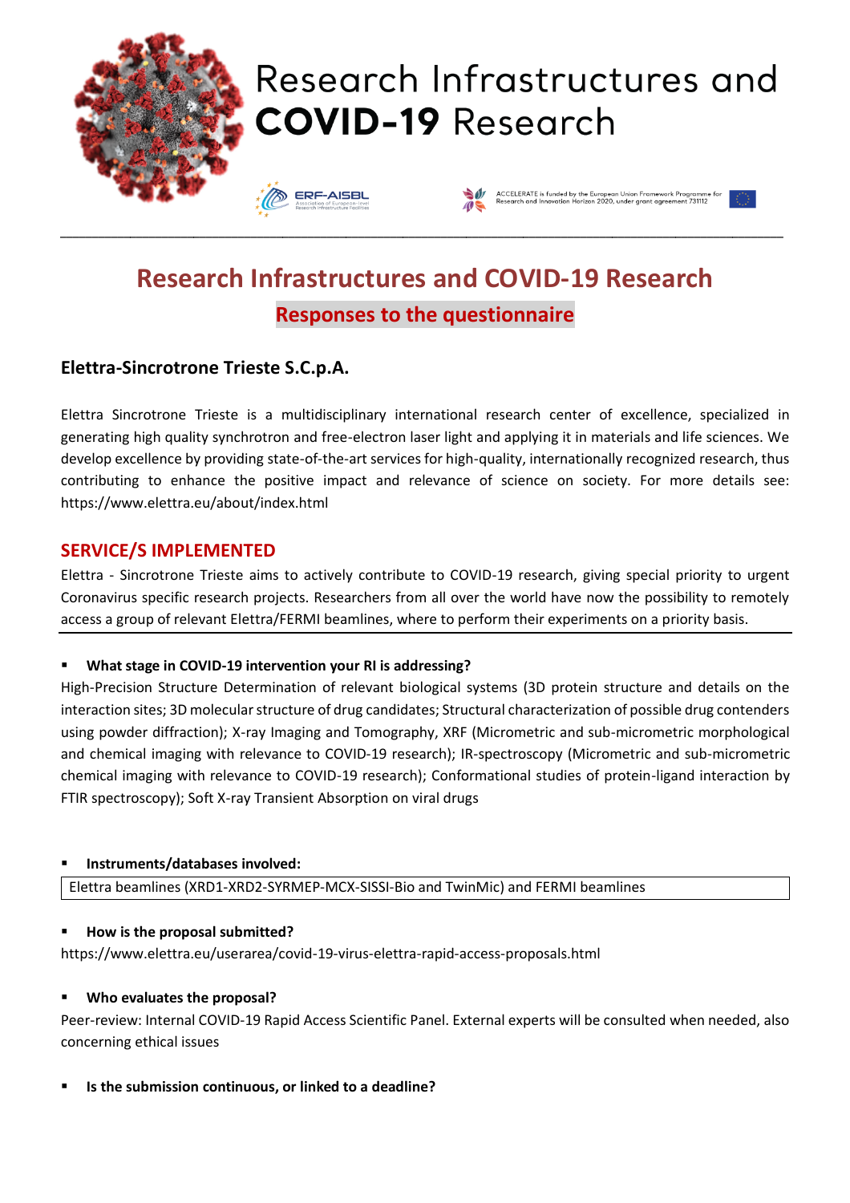# Research Infrastructures and COVID-19 Research

ERF-AISBL Association of European-level Research Infrastructure Facilities

ACCELERATE is funded by the European Union Framework Programme for Research and Innovation Horizon 2020, under grant agreement 731112

## Research Infrastructures and COVID-19 Research

### Responses to the questionnaire

### Elettra-Sincrotrone Trieste S.C.p.A.

Elettra Sincrotrone Trieste is a multidisciplinary international research center of excellence, specialized in generating high quality synchrotron and free-electron laser light and applying it in materials and life sciences. We develop excellence by providing state-of-the-art services for high-quality, internationally recognized research, thus contributing to enhance the positive impact and relevance of science on society. For more details see: https://www.elettra.eu/about/index.html

## SERVICE/S IMPLEMENTED

Elettra - Sincrotrone Trieste aims to actively contribute to COVID-19 research, giving special priority to urgent Coronavirus specific research projects. Researchers from all over the world have now the possibility to remotely access a group of relevant Elettra/FERMI beamlines, where to perform their experiments on a priority basis.

- **What stage in COVID-19 intervention your RI is addressing?**

High-Precision Structure Determination of relevant biological systems (3D protein structure and details on the interaction sites; 3D molecular structure of drug candidates; Structural characterization of possible drug contenders using powder diffraction); X-ray Imaging and Tomography, XRF (Micrometric and sub-micrometric morphological and chemical imaging with relevance to COVID-19 research); IR-spectroscopy (Micrometric and sub-micrometric chemical imaging with relevance to COVID-19 research); Conformational studies of protein-ligand interaction by FTIR spectroscopy); Soft X-ray Transient Absorption on viral drugs

- **Instruments/databases involved:**

Elettra beamlines (XRD1-XRD2-SYRMEP-MCX-SISSI-Bio and TwinMic) and FERMI beamlines

- **How is the proposal submitted?**

https://www.elettra.eu/userarea/covid-19-virus-elettra-rapid-access-proposals.html

- **Who evaluates the proposal?**

Peer-review: Internal COVID-19 Rapid Access Scientific Panel. External experts will be consulted when needed, also concerning ethical issues

- **Is the submission continuous, or linked to a deadline?**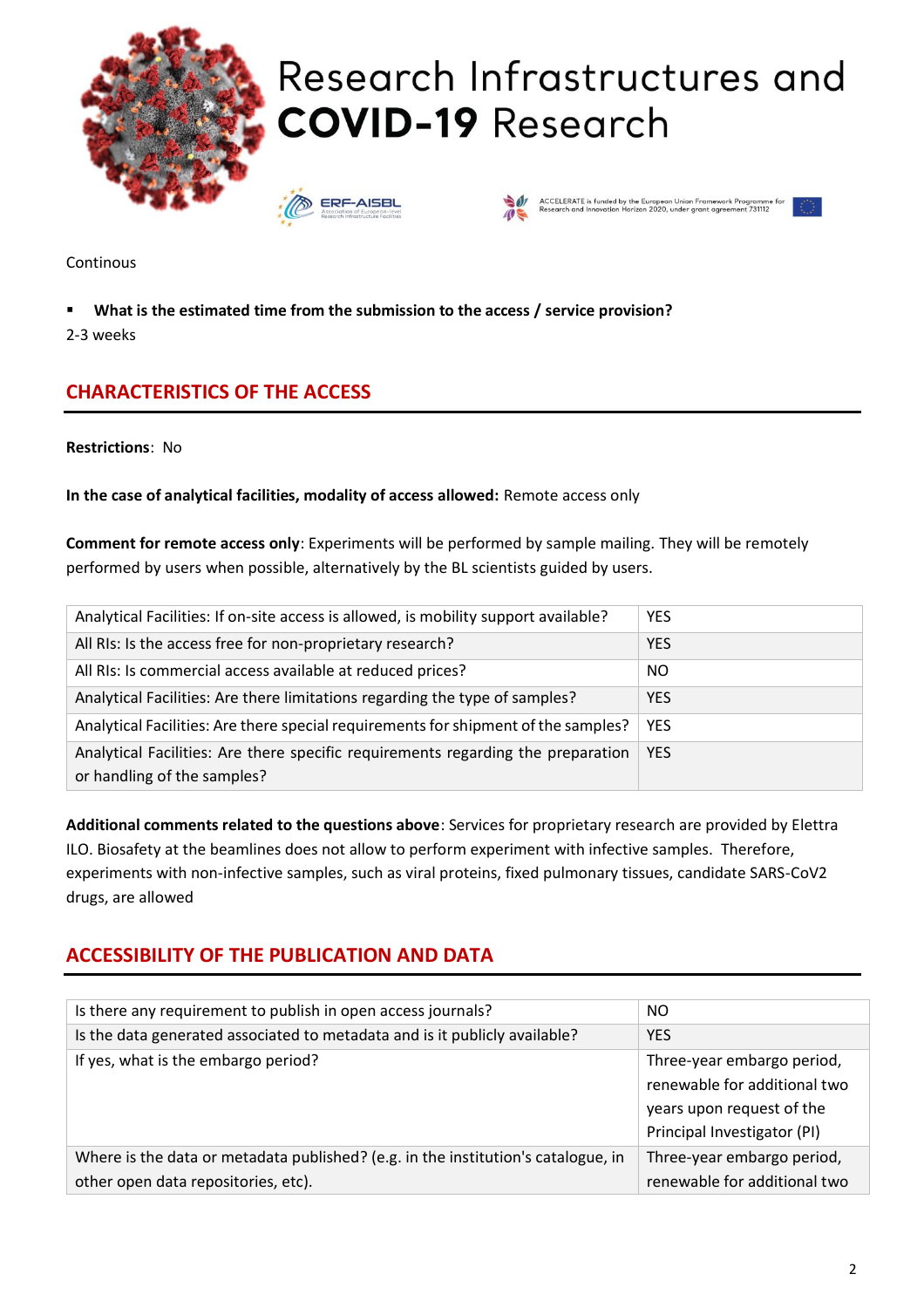Continous

- **What is the estimated time from the submission to the access / service provision?**

2-3 weeks

## CHARACTERISTICS OF THE ACCESS

**Restrictions**: No

**In the case of analytical facilities, modality of access allowed:** Remote access only

**Comment for remote access only**: Experiments will be performed by sample mailing. They will be remotely performed by users when possible, alternatively by the BL scientists guided by users.

| | |
|---|---|
| Analytical Facilities: If on-site access is allowed, is mobility support available? | YES |
| All RIs: Is the access free for non-proprietary research? | YES |
| All RIs: Is commercial access available at reduced prices? | NO |
| Analytical Facilities: Are there limitations regarding the type of samples? | YES |
| Analytical Facilities: Are there special requirements for shipment of the samples? | YES |
| Analytical Facilities: Are there specific requirements regarding the preparation or handling of the samples? | YES |

**Additional comments related to the questions above**: Services for proprietary research are provided by Elettra ILO. Biosafety at the beamlines does not allow to perform experiment with infective samples. Therefore, experiments with non-infective samples, such as viral proteins, fixed pulmonary tissues, candidate SARS-CoV2 drugs, are allowed

## ACCESSIBILITY OF THE PUBLICATION AND DATA

| | |
|---|---|
| Is there any requirement to publish in open access journals? | NO |
| Is the data generated associated to metadata and is it publicly available? | YES |
| If yes, what is the embargo period? | Three-year embargo period, renewable for additional two years upon request of the Principal Investigator (PI) |
| Where is the data or metadata published? (e.g. in the institution's catalogue, in other open data repositories, etc). | Three-year embargo period, renewable for additional two |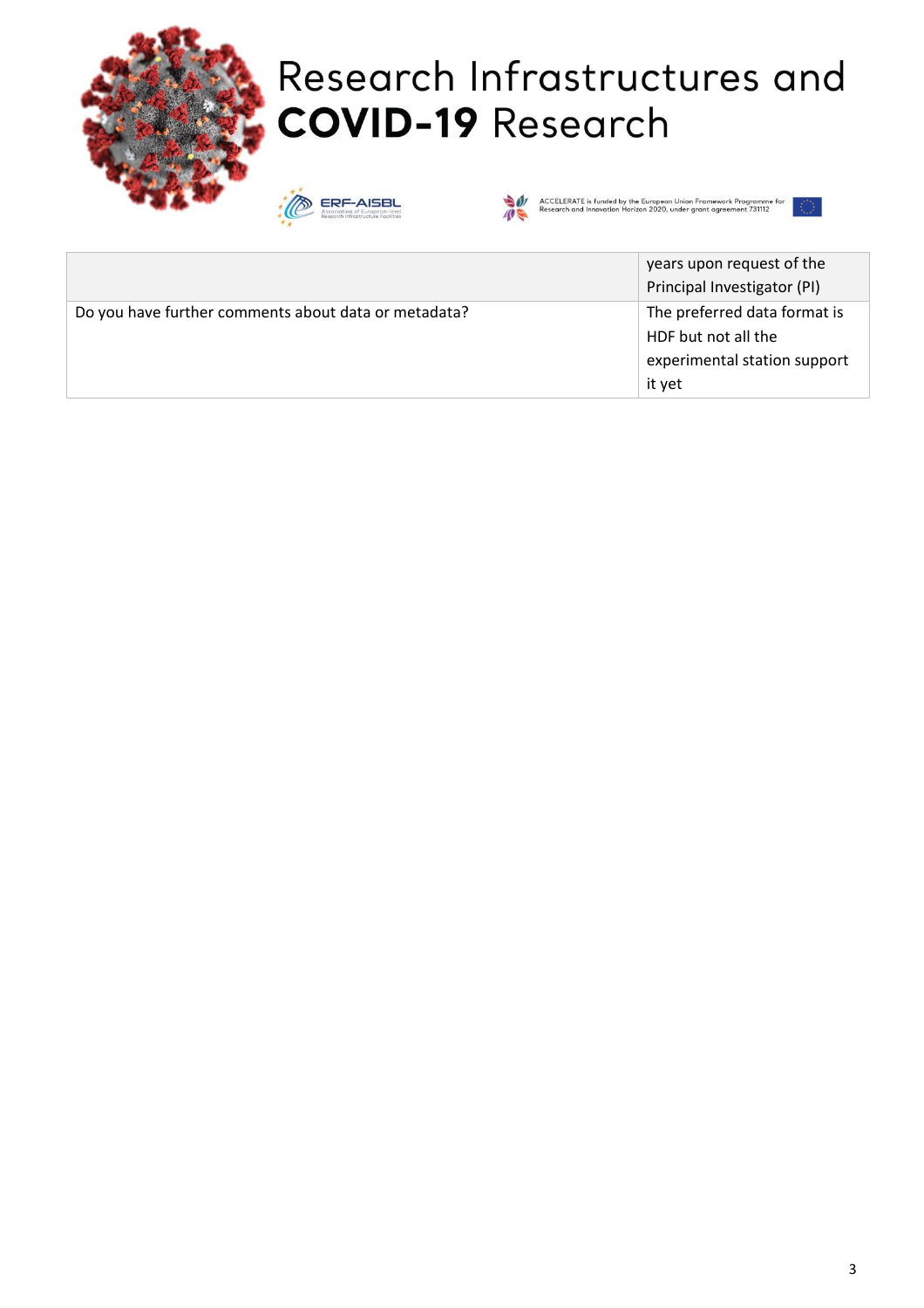| | |
|---|---|
| | years upon request of the Principal Investigator (PI) |
| Do you have further comments about data or metadata? | The preferred data format is HDF but not all the experimental station support it yet |